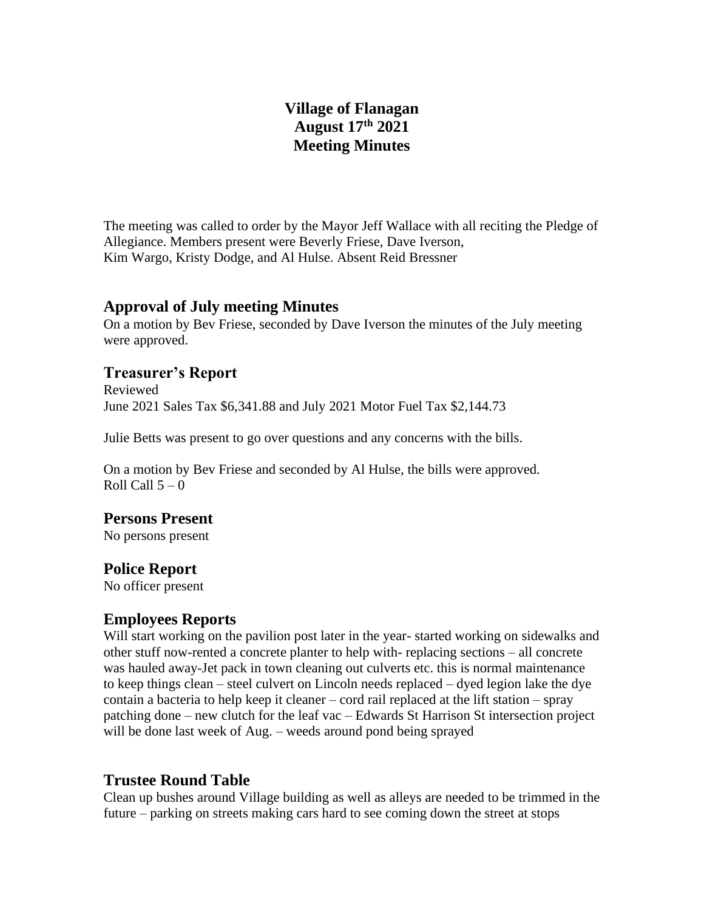# Village of Flanagan
# August 17th 2021
# Meeting Minutes

The meeting was called to order by the Mayor Jeff Wallace with all reciting the Pledge of Allegiance. Members present were Beverly Friese, Dave Iverson, Kim Wargo, Kristy Dodge, and Al Hulse. Absent Reid Bressner

## Approval of July meeting Minutes

On a motion by Bev Friese, seconded by Dave Iverson the minutes of the July meeting were approved.

## Treasurer's Report

Reviewed

June 2021 Sales Tax $6,341.88 and July 2021 Motor Fuel Tax $2,144.73

Julie Betts was present to go over questions and any concerns with the bills.

On a motion by Bev Friese and seconded by Al Hulse, the bills were approved.
Roll Call 5 – 0

## Persons Present

No persons present

## Police Report

No officer present

## Employees Reports

Will start working on the pavilion post later in the year- started working on sidewalks and other stuff now-rented a concrete planter to help with- replacing sections – all concrete was hauled away-Jet pack in town cleaning out culverts etc. this is normal maintenance to keep things clean – steel culvert on Lincoln needs replaced – dyed legion lake the dye contain a bacteria to help keep it cleaner – cord rail replaced at the lift station – spray patching done – new clutch for the leaf vac – Edwards St Harrison St intersection project will be done last week of Aug. – weeds around pond being sprayed

## Trustee Round Table

Clean up bushes around Village building as well as alleys are needed to be trimmed in the future – parking on streets making cars hard to see coming down the street at stops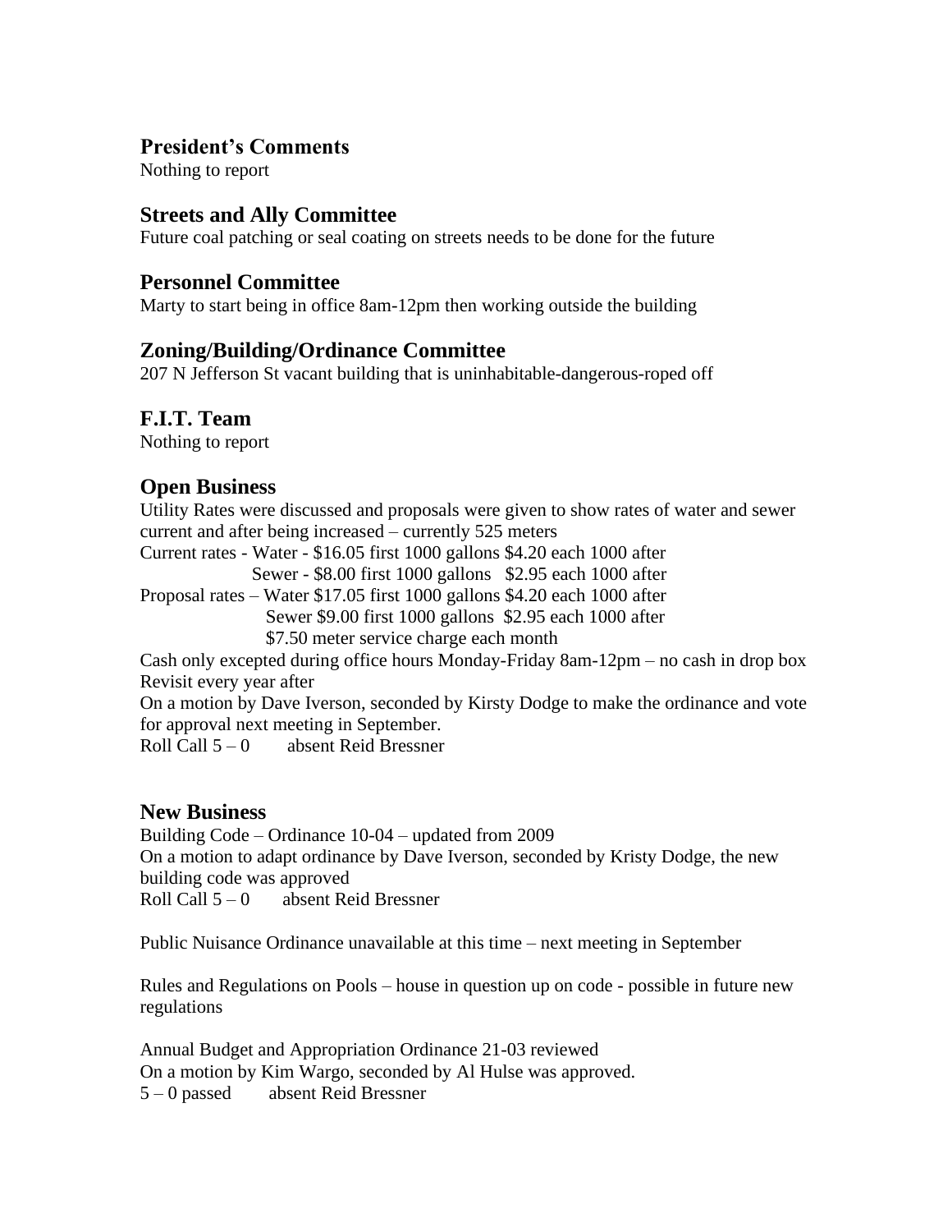## President's Comments

Nothing to report

## Streets and Ally Committee

Future coal patching or seal coating on streets needs to be done for the future

## Personnel Committee

Marty to start being in office 8am-12pm then working outside the building

## Zoning/Building/Ordinance Committee

207 N Jefferson St vacant building that is uninhabitable-dangerous-roped off

## F.I.T. Team

Nothing to report

## Open Business

Utility Rates were discussed and proposals were given to show rates of water and sewer current and after being increased – currently 525 meters

Current rates - Water - $16.05 first 1000 gallons $4.20 each 1000 after
Sewer - $8.00 first 1000 gallons $2.95 each 1000 after

Proposal rates – Water $17.05 first 1000 gallons $4.20 each 1000 after
Sewer $9.00 first 1000 gallons $2.95 each 1000 after
$7.50 meter service charge each month

Cash only excepted during office hours Monday-Friday 8am-12pm – no cash in drop box

Revisit every year after

On a motion by Dave Iverson, seconded by Kirsty Dodge to make the ordinance and vote for approval next meeting in September.

Roll Call 5 – 0 absent Reid Bressner

## New Business

Building Code – Ordinance 10-04 – updated from 2009

On a motion to adapt ordinance by Dave Iverson, seconded by Kristy Dodge, the new building code was approved

Roll Call 5 – 0 absent Reid Bressner

Public Nuisance Ordinance unavailable at this time – next meeting in September

Rules and Regulations on Pools – house in question up on code - possible in future new regulations

Annual Budget and Appropriation Ordinance 21-03 reviewed

On a motion by Kim Wargo, seconded by Al Hulse was approved.

5 – 0 passed absent Reid Bressner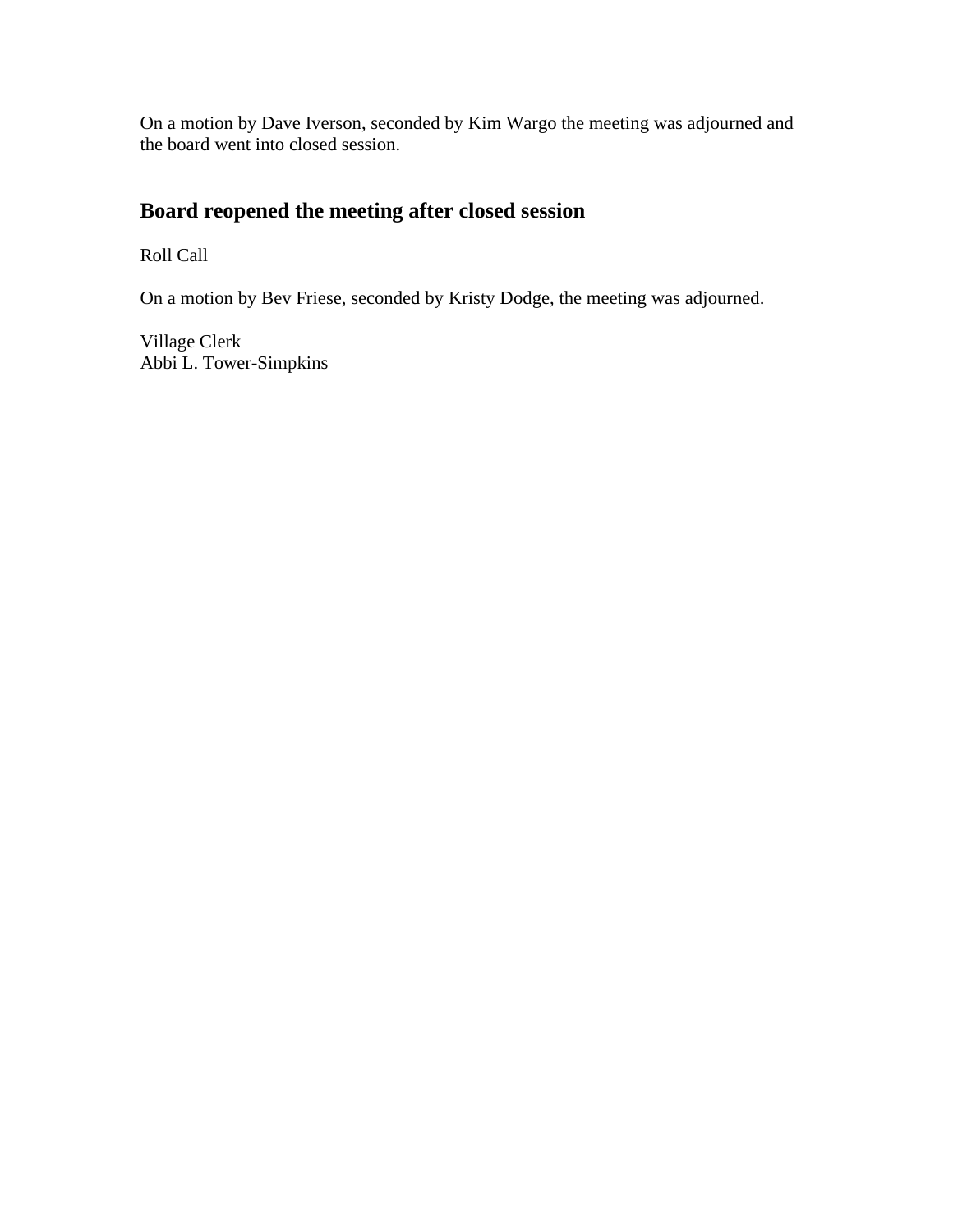On a motion by Dave Iverson, seconded by Kim Wargo the meeting was adjourned and the board went into closed session.

## Board reopened the meeting after closed session

Roll Call

On a motion by Bev Friese, seconded by Kristy Dodge, the meeting was adjourned.

Village Clerk
Abbi L. Tower-Simpkins